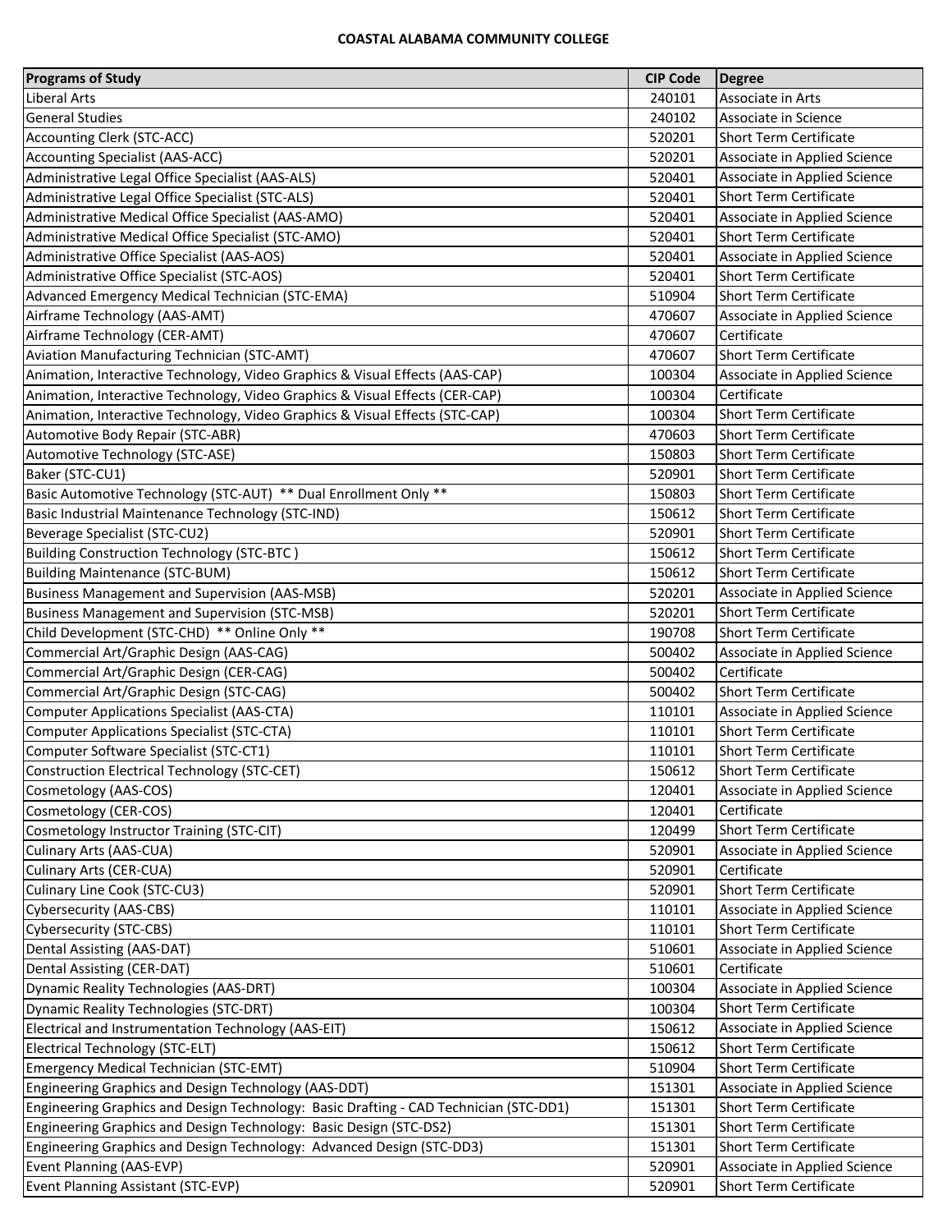**COASTAL ALABAMA COMMUNITY COLLEGE**

| Programs of Study | CIP Code | Degree |
|---|---|---|
| Liberal Arts | 240101 | Associate in Arts |
| General Studies | 240102 | Associate in Science |
| Accounting Clerk (STC-ACC) | 520201 | Short Term Certificate |
| Accounting Specialist (AAS-ACC) | 520201 | Associate in Applied Science |
| Administrative Legal Office Specialist (AAS-ALS) | 520401 | Associate in Applied Science |
| Administrative Legal Office Specialist (STC-ALS) | 520401 | Short Term Certificate |
| Administrative Medical Office Specialist (AAS-AMO) | 520401 | Associate in Applied Science |
| Administrative Medical Office Specialist (STC-AMO) | 520401 | Short Term Certificate |
| Administrative Office Specialist (AAS-AOS) | 520401 | Associate in Applied Science |
| Administrative Office Specialist (STC-AOS) | 520401 | Short Term Certificate |
| Advanced Emergency Medical Technician (STC-EMA) | 510904 | Short Term Certificate |
| Airframe Technology (AAS-AMT) | 470607 | Associate in Applied Science |
| Airframe Technology (CER-AMT) | 470607 | Certificate |
| Aviation Manufacturing Technician (STC-AMT) | 470607 | Short Term Certificate |
| Animation, Interactive Technology, Video Graphics & Visual Effects (AAS-CAP) | 100304 | Associate in Applied Science |
| Animation, Interactive Technology, Video Graphics & Visual Effects (CER-CAP) | 100304 | Certificate |
| Animation, Interactive Technology, Video Graphics & Visual Effects (STC-CAP) | 100304 | Short Term Certificate |
| Automotive Body Repair (STC-ABR) | 470603 | Short Term Certificate |
| Automotive Technology (STC-ASE) | 150803 | Short Term Certificate |
| Baker (STC-CU1) | 520901 | Short Term Certificate |
| Basic Automotive Technology (STC-AUT) ** Dual Enrollment Only ** | 150803 | Short Term Certificate |
| Basic Industrial Maintenance Technology (STC-IND) | 150612 | Short Term Certificate |
| Beverage Specialist (STC-CU2) | 520901 | Short Term Certificate |
| Building Construction Technology (STC-BTC ) | 150612 | Short Term Certificate |
| Building Maintenance (STC-BUM) | 150612 | Short Term Certificate |
| Business Management and Supervision (AAS-MSB) | 520201 | Associate in Applied Science |
| Business Management and Supervision (STC-MSB) | 520201 | Short Term Certificate |
| Child Development (STC-CHD) ** Online Only ** | 190708 | Short Term Certificate |
| Commercial Art/Graphic Design (AAS-CAG) | 500402 | Associate in Applied Science |
| Commercial Art/Graphic Design (CER-CAG) | 500402 | Certificate |
| Commercial Art/Graphic Design (STC-CAG) | 500402 | Short Term Certificate |
| Computer Applications Specialist (AAS-CTA) | 110101 | Associate in Applied Science |
| Computer Applications Specialist (STC-CTA) | 110101 | Short Term Certificate |
| Computer Software Specialist (STC-CT1) | 110101 | Short Term Certificate |
| Construction Electrical Technology (STC-CET) | 150612 | Short Term Certificate |
| Cosmetology (AAS-COS) | 120401 | Associate in Applied Science |
| Cosmetology (CER-COS) | 120401 | Certificate |
| Cosmetology Instructor Training (STC-CIT) | 120499 | Short Term Certificate |
| Culinary Arts (AAS-CUA) | 520901 | Associate in Applied Science |
| Culinary Arts (CER-CUA) | 520901 | Certificate |
| Culinary Line Cook (STC-CU3) | 520901 | Short Term Certificate |
| Cybersecurity (AAS-CBS) | 110101 | Associate in Applied Science |
| Cybersecurity (STC-CBS) | 110101 | Short Term Certificate |
| Dental Assisting (AAS-DAT) | 510601 | Associate in Applied Science |
| Dental Assisting (CER-DAT) | 510601 | Certificate |
| Dynamic Reality Technologies (AAS-DRT) | 100304 | Associate in Applied Science |
| Dynamic Reality Technologies (STC-DRT) | 100304 | Short Term Certificate |
| Electrical and Instrumentation Technology (AAS-EIT) | 150612 | Associate in Applied Science |
| Electrical Technology (STC-ELT) | 150612 | Short Term Certificate |
| Emergency Medical Technician (STC-EMT) | 510904 | Short Term Certificate |
| Engineering Graphics and Design Technology (AAS-DDT) | 151301 | Associate in Applied Science |
| Engineering Graphics and Design Technology: Basic Drafting - CAD Technician (STC-DD1) | 151301 | Short Term Certificate |
| Engineering Graphics and Design Technology: Basic Design (STC-DS2) | 151301 | Short Term Certificate |
| Engineering Graphics and Design Technology: Advanced Design (STC-DD3) | 151301 | Short Term Certificate |
| Event Planning (AAS-EVP) | 520901 | Associate in Applied Science |
| Event Planning Assistant (STC-EVP) | 520901 | Short Term Certificate |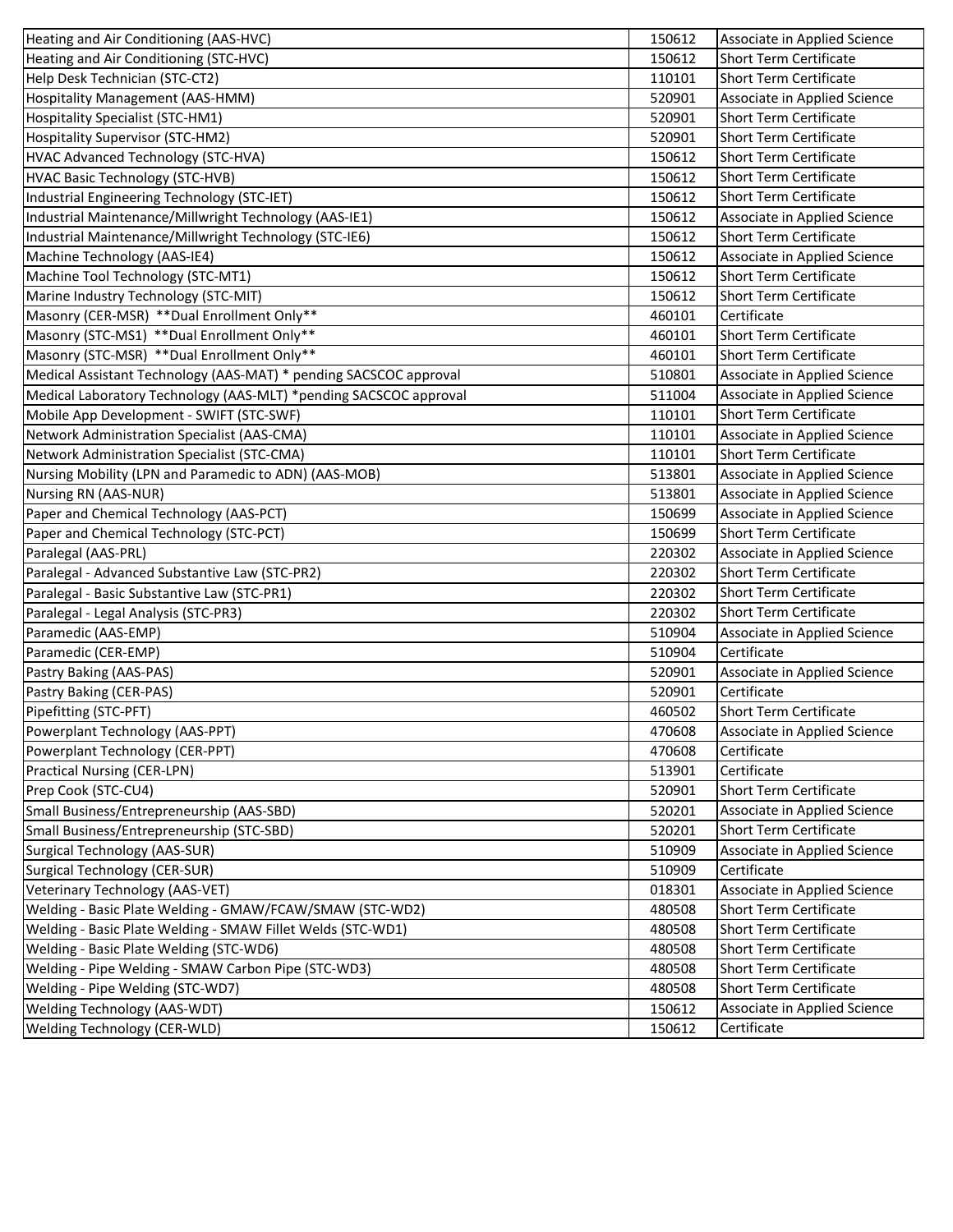| | | |
|---|---|---|
| Heating and Air Conditioning (AAS-HVC) | 150612 | Associate in Applied Science |
| Heating and Air Conditioning (STC-HVC) | 150612 | Short Term Certificate |
| Help Desk Technician (STC-CT2) | 110101 | Short Term Certificate |
| Hospitality Management (AAS-HMM) | 520901 | Associate in Applied Science |
| Hospitality Specialist (STC-HM1) | 520901 | Short Term Certificate |
| Hospitality Supervisor (STC-HM2) | 520901 | Short Term Certificate |
| HVAC Advanced Technology (STC-HVA) | 150612 | Short Term Certificate |
| HVAC Basic Technology (STC-HVB) | 150612 | Short Term Certificate |
| Industrial Engineering Technology (STC-IET) | 150612 | Short Term Certificate |
| Industrial Maintenance/Millwright Technology (AAS-IE1) | 150612 | Associate in Applied Science |
| Industrial Maintenance/Millwright Technology (STC-IE6) | 150612 | Short Term Certificate |
| Machine Technology (AAS-IE4) | 150612 | Associate in Applied Science |
| Machine Tool Technology (STC-MT1) | 150612 | Short Term Certificate |
| Marine Industry Technology (STC-MIT) | 150612 | Short Term Certificate |
| Masonry (CER-MSR) **Dual Enrollment Only** | 460101 | Certificate |
| Masonry (STC-MS1) **Dual Enrollment Only** | 460101 | Short Term Certificate |
| Masonry (STC-MSR) **Dual Enrollment Only** | 460101 | Short Term Certificate |
| Medical Assistant Technology (AAS-MAT) * pending SACSCOC approval | 510801 | Associate in Applied Science |
| Medical Laboratory Technology (AAS-MLT) *pending SACSCOC approval | 511004 | Associate in Applied Science |
| Mobile App Development - SWIFT (STC-SWF) | 110101 | Short Term Certificate |
| Network Administration Specialist (AAS-CMA) | 110101 | Associate in Applied Science |
| Network Administration Specialist (STC-CMA) | 110101 | Short Term Certificate |
| Nursing Mobility (LPN and Paramedic to ADN) (AAS-MOB) | 513801 | Associate in Applied Science |
| Nursing RN (AAS-NUR) | 513801 | Associate in Applied Science |
| Paper and Chemical Technology (AAS-PCT) | 150699 | Associate in Applied Science |
| Paper and Chemical Technology (STC-PCT) | 150699 | Short Term Certificate |
| Paralegal (AAS-PRL) | 220302 | Associate in Applied Science |
| Paralegal - Advanced Substantive Law (STC-PR2) | 220302 | Short Term Certificate |
| Paralegal - Basic Substantive Law (STC-PR1) | 220302 | Short Term Certificate |
| Paralegal - Legal Analysis (STC-PR3) | 220302 | Short Term Certificate |
| Paramedic (AAS-EMP) | 510904 | Associate in Applied Science |
| Paramedic (CER-EMP) | 510904 | Certificate |
| Pastry Baking (AAS-PAS) | 520901 | Associate in Applied Science |
| Pastry Baking (CER-PAS) | 520901 | Certificate |
| Pipefitting (STC-PFT) | 460502 | Short Term Certificate |
| Powerplant Technology (AAS-PPT) | 470608 | Associate in Applied Science |
| Powerplant Technology (CER-PPT) | 470608 | Certificate |
| Practical Nursing (CER-LPN) | 513901 | Certificate |
| Prep Cook (STC-CU4) | 520901 | Short Term Certificate |
| Small Business/Entrepreneurship (AAS-SBD) | 520201 | Associate in Applied Science |
| Small Business/Entrepreneurship (STC-SBD) | 520201 | Short Term Certificate |
| Surgical Technology (AAS-SUR) | 510909 | Associate in Applied Science |
| Surgical Technology (CER-SUR) | 510909 | Certificate |
| Veterinary Technology (AAS-VET) | 018301 | Associate in Applied Science |
| Welding - Basic Plate Welding - GMAW/FCAW/SMAW (STC-WD2) | 480508 | Short Term Certificate |
| Welding - Basic Plate Welding - SMAW Fillet Welds (STC-WD1) | 480508 | Short Term Certificate |
| Welding - Basic Plate Welding (STC-WD6) | 480508 | Short Term Certificate |
| Welding - Pipe Welding - SMAW Carbon Pipe (STC-WD3) | 480508 | Short Term Certificate |
| Welding - Pipe Welding (STC-WD7) | 480508 | Short Term Certificate |
| Welding Technology (AAS-WDT) | 150612 | Associate in Applied Science |
| Welding Technology (CER-WLD) | 150612 | Certificate |